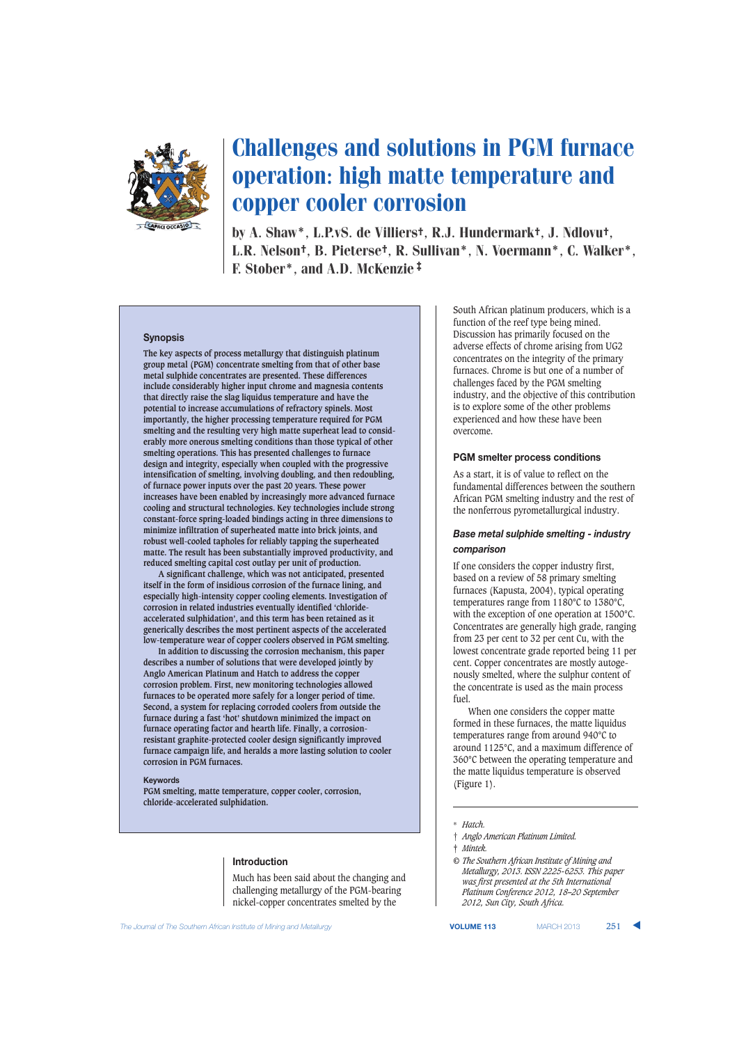# Challenges and solutions in PGM furnace operation: high matte temperature and copper cooler corrosion

by A. Shaw\*, L.P.vS. de Villiers†, R.J. Hundermark†, J. Ndlovu†, L.R. Nelson†, B. Pieterse†, R. Sullivan\*, N. Voermann\*, C. Walker\*, F. Stober\*, and A.D. McKenzie‡

## Synopsis

The key aspects of process metallurgy that distinguish platinum group metal (PGM) concentrate smelting from that of other base metal sulphide concentrates are presented. These differences include considerably higher input chrome and magnesia contents that directly raise the slag liquidus temperature and have the potential to increase accumulations of refractory spinels. Most importantly, the higher processing temperature required for PGM smelting and the resulting very high matte superheat lead to considerably more onerous smelting conditions than those typical of other smelting operations. This has presented challenges to furnace design and integrity, especially when coupled with the progressive intensification of smelting, involving doubling, and then redoubling, of furnace power inputs over the past 20 years. These power increases have been enabled by increasingly more advanced furnace cooling and structural technologies. Key technologies include strong constant-force spring-loaded bindings acting in three dimensions to minimize infiltration of superheated matte into brick joints, and robust well-cooled tapholes for reliably tapping the superheated matte. The result has been substantially improved productivity, and reduced smelting capital cost outlay per unit of production.

A significant challenge, which was not anticipated, presented itself in the form of insidious corrosion of the furnace lining, and especially high-intensity copper cooling elements. Investigation of corrosion in related industries eventually identified 'chloride-accelerated sulphidation', and this term has been retained as it generically describes the most pertinent aspects of the accelerated low-temperature wear of copper coolers observed in PGM smelting.

In addition to discussing the corrosion mechanism, this paper describes a number of solutions that were developed jointly by Anglo American Platinum and Hatch to address the copper corrosion problem. First, new monitoring technologies allowed furnaces to be operated more safely for a longer period of time. Second, a system for replacing corroded coolers from outside the furnace during a fast 'hot' shutdown minimized the impact on furnace operating factor and hearth life. Finally, a corrosion-resistant graphite-protected cooler design significantly improved furnace campaign life, and heralds a more lasting solution to cooler corrosion in PGM furnaces.

### Keywords

PGM smelting, matte temperature, copper cooler, corrosion, chloride-accelerated sulphidation.

## Introduction

Much has been said about the changing and challenging metallurgy of the PGM-bearing nickel-copper concentrates smelted by the South African platinum producers, which is a function of the reef type being mined. Discussion has primarily focused on the adverse effects of chrome arising from UG2 concentrates on the integrity of the primary furnaces. Chrome is but one of a number of challenges faced by the PGM smelting industry, and the objective of this contribution is to explore some of the other problems experienced and how these have been overcome.

## PGM smelter process conditions

As a start, it is of value to reflect on the fundamental differences between the southern African PGM smelting industry and the rest of the nonferrous pyrometallurgical industry.

### *Base metal sulphide smelting - industry comparison*

If one considers the copper industry first, based on a review of 58 primary smelting furnaces (Kapusta, 2004), typical operating temperatures range from 1180°C to 1380°C, with the exception of one operation at 1500°C. Concentrates are generally high grade, ranging from 23 per cent to 32 per cent Cu, with the lowest concentrate grade reported being 11 per cent. Copper concentrates are mostly autogenously smelted, where the sulphur content of the concentrate is used as the main process fuel.

When one considers the copper matte formed in these furnaces, the matte liquidus temperatures range from around 940°C to around 1125°C, and a maximum difference of 360°C between the operating temperature and the matte liquidus temperature is observed (Figure 1).

---

\* *Hatch.*

† *Anglo American Platinum Limited.*

‡ *Mintek.*

© *The Southern African Institute of Mining and Metallurgy, 2013. ISSN 2225-6253. This paper was first presented at the 5th International Platinum Conference 2012, 18–20 September 2012, Sun City, South Africa.*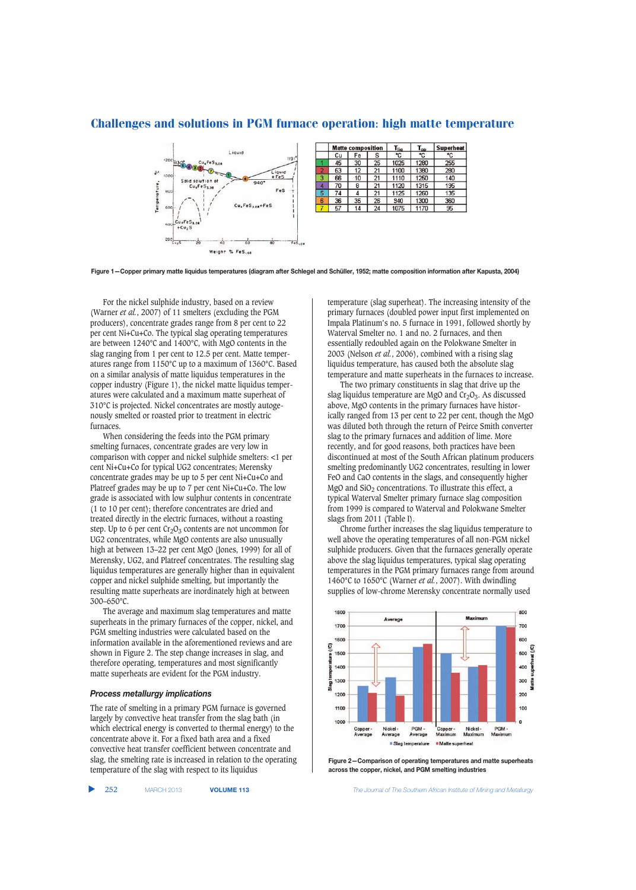## Challenges and solutions in PGM furnace operation: high matte temperature

| | Matte composition | | | $T_{liq}$ | $T_{op}$ | Superheat |
|---|---|---|---|---|---|---|
| | Cu | Fe | S | °C | °C | °C |
| 1 | 45 | 30 | 25 | 1025 | 1280 | 255 |
| 2 | 63 | 12 | 21 | 1100 | 1380 | 280 |
| 3 | 66 | 10 | 21 | 1110 | 1250 | 140 |
| 4 | 70 | 8 | 21 | 1120 | 1315 | 195 |
| 5 | 74 | 4 | 21 | 1125 | 1260 | 135 |
| 6 | 36 | 35 | 26 | 940 | 1300 | 360 |
| 7 | 57 | 14 | 24 | 1075 | 1170 | 95 |

Figure 1—Copper primary matte liquidus temperatures (diagram after Schlegel and Schüller, 1952; matte composition information after Kapusta, 2004)

For the nickel sulphide industry, based on a review (Warner *et al.*, 2007) of 11 smelters (excluding the PGM producers), concentrate grades range from 8 per cent to 22 per cent Ni+Cu+Co. The typical slag operating temperatures are between 1240°C and 1400°C, with MgO contents in the slag ranging from 1 per cent to 12.5 per cent. Matte temperatures range from 1150°C up to a maximum of 1360°C. Based on a similar analysis of matte liquidus temperatures in the copper industry (Figure 1), the nickel matte liquidus temperatures were calculated and a maximum matte superheat of 310°C is projected. Nickel concentrates are mostly autogenously smelted or roasted prior to treatment in electric furnaces.

When considering the feeds into the PGM primary smelting furnaces, concentrate grades are very low in comparison with copper and nickel sulphide smelters: <1 per cent Ni+Cu+Co for typical UG2 concentrates; Merensky concentrate grades may be up to 5 per cent Ni+Cu+Co and Platreef grades may be up to 7 per cent Ni+Cu+Co. The low grade is associated with low sulphur contents in concentrate (1 to 10 per cent); therefore concentrates are dried and treated directly in the electric furnaces, without a roasting step. Up to 6 per cent $Cr_2O_3$ contents are not uncommon for UG2 concentrates, while MgO contents are also unusually high at between 13–22 per cent MgO (Jones, 1999) for all of Merensky, UG2, and Platreef concentrates. The resulting slag liquidus temperatures are generally higher than in equivalent copper and nickel sulphide smelting, but importantly the resulting matte superheats are inordinately high at between 300–650°C.

The average and maximum slag temperatures and matte superheats in the primary furnaces of the copper, nickel, and PGM smelting industries were calculated based on the information available in the aforementioned reviews and are shown in Figure 2. The step change increases in slag, and therefore operating, temperatures and most significantly matte superheats are evident for the PGM industry.

### *Process metallurgy implications*

The rate of smelting in a primary PGM furnace is governed largely by convective heat transfer from the slag bath (in which electrical energy is converted to thermal energy) to the concentrate above it. For a fixed bath area and a fixed convective heat transfer coefficient between concentrate and slag, the smelting rate is increased in relation to the operating temperature of the slag with respect to its liquidus temperature (slag superheat). The increasing intensity of the primary furnaces (doubled power input first implemented on Impala Platinum's no. 5 furnace in 1991, followed shortly by Waterval Smelter no. 1 and no. 2 furnaces, and then essentially redoubled again on the Polokwane Smelter in 2003 (Nelson *et al.*, 2006), combined with a rising slag liquidus temperature, has caused both the absolute slag temperature and matte superheats in the furnaces to increase.

The two primary constituents in slag that drive up the slag liquidus temperature are MgO and $Cr_2O_3$. As discussed above, MgO contents in the primary furnaces have historically ranged from 13 per cent to 22 per cent, though the MgO was diluted both through the return of Peirce Smith converter slag to the primary furnaces and addition of lime. More recently, and for good reasons, both practices have been discontinued at most of the South African platinum producers smelting predominantly UG2 concentrates, resulting in lower FeO and CaO contents in the slags, and consequently higher MgO and $SiO_2$ concentrations. To illustrate this effect, a typical Waterval Smelter primary furnace slag composition from 1999 is compared to Waterval and Polokwane Smelter slags from 2011 (Table I).

Chrome further increases the slag liquidus temperature to well above the operating temperatures of all non-PGM nickel sulphide producers. Given that the furnaces generally operate above the slag liquidus temperatures, typical slag operating temperatures in the PGM primary furnaces range from around 1460°C to 1650°C (Warner *et al.*, 2007). With dwindling supplies of low-chrome Merensky concentrate normally used

Figure 2—Comparison of operating temperatures and matte superheats across the copper, nickel, and PGM smelting industries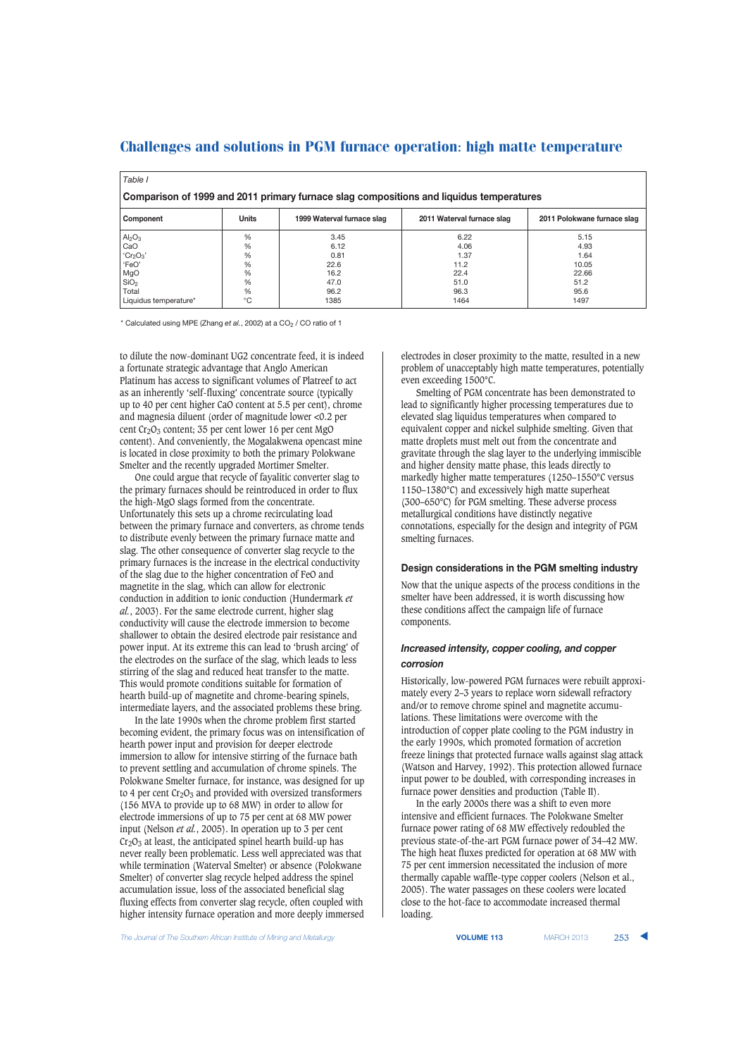Table I

**Comparison of 1999 and 2011 primary furnace slag compositions and liquidus temperatures**

| Component | Units | 1999 Waterval furnace slag | 2011 Waterval furnace slag | 2011 Polokwane furnace slag |
|---|---|---|---|---|
| $Al_2O_3$ | % | 3.45 | 6.22 | 5.15 |
| CaO | % | 6.12 | 4.06 | 4.93 |
| '$Cr_2O_3$' | % | 0.81 | 1.37 | 1.64 |
| 'FeO' | % | 22.6 | 11.2 | 10.05 |
| MgO | % | 16.2 | 22.4 | 22.66 |
| $SiO_2$ | % | 47.0 | 51.0 | 51.2 |
| Total | % | 96.2 | 96.3 | 95.6 |
| Liquidus temperature* | °C | 1385 | 1464 | 1497 |

\* Calculated using MPE (Zhang *et al.*, 2002) at a $CO_2$ / CO ratio of 1

to dilute the now-dominant UG2 concentrate feed, it is indeed a fortunate strategic advantage that Anglo American Platinum has access to significant volumes of Platreef to act as an inherently 'self-fluxing' concentrate source (typically up to 40 per cent higher CaO content at 5.5 per cent), chrome and magnesia diluent (order of magnitude lower <0.2 per cent $Cr_2O_3$ content; 35 per cent lower 16 per cent MgO content). And conveniently, the Mogalakwena opencast mine is located in close proximity to both the primary Polokwane Smelter and the recently upgraded Mortimer Smelter.

One could argue that recycle of fayalitic converter slag to the primary furnaces should be reintroduced in order to flux the high-MgO slags formed from the concentrate. Unfortunately this sets up a chrome recirculating load between the primary furnace and converters, as chrome tends to distribute evenly between the primary furnace matte and slag. The other consequence of converter slag recycle to the primary furnaces is the increase in the electrical conductivity of the slag due to the higher concentration of FeO and magnetite in the slag, which can allow for electronic conduction in addition to ionic conduction (Hundermark *et al.*, 2003). For the same electrode current, higher slag conductivity will cause the electrode immersion to become shallower to obtain the desired electrode pair resistance and power input. At its extreme this can lead to 'brush arcing' of the electrodes on the surface of the slag, which leads to less stirring of the slag and reduced heat transfer to the matte. This would promote conditions suitable for formation of hearth build-up of magnetite and chrome-bearing spinels, intermediate layers, and the associated problems these bring.

In the late 1990s when the chrome problem first started becoming evident, the primary focus was on intensification of hearth power input and provision for deeper electrode immersion to allow for intensive stirring of the furnace bath to prevent settling and accumulation of chrome spinels. The Polokwane Smelter furnace, for instance, was designed for up to 4 per cent $Cr_2O_3$ and provided with oversized transformers (156 MVA to provide up to 68 MW) in order to allow for electrode immersions of up to 75 per cent at 68 MW power input (Nelson *et al.*, 2005). In operation up to 3 per cent $Cr_2O_3$ at least, the anticipated spinel hearth build-up has never really been problematic. Less well appreciated was that while termination (Waterval Smelter) or absence (Polokwane Smelter) of converter slag recycle helped address the spinel accumulation issue, loss of the associated beneficial slag fluxing effects from converter slag recycle, often coupled with higher intensity furnace operation and more deeply immersed electrodes in closer proximity to the matte, resulted in a new problem of unacceptably high matte temperatures, potentially even exceeding 1500°C.

Smelting of PGM concentrate has been demonstrated to lead to significantly higher processing temperatures due to elevated slag liquidus temperatures when compared to equivalent copper and nickel sulphide smelting. Given that matte droplets must melt out from the concentrate and gravitate through the slag layer to the underlying immiscible and higher density matte phase, this leads directly to markedly higher matte temperatures (1250–1550°C versus 1150–1380°C) and excessively high matte superheat (300–650°C) for PGM smelting. These adverse process metallurgical conditions have distinctly negative connotations, especially for the design and integrity of PGM smelting furnaces.

## Design considerations in the PGM smelting industry

Now that the unique aspects of the process conditions in the smelter have been addressed, it is worth discussing how these conditions affect the campaign life of furnace components.

### *Increased intensity, copper cooling, and copper corrosion*

Historically, low-powered PGM furnaces were rebuilt approximately every 2–3 years to replace worn sidewall refractory and/or to remove chrome spinel and magnetite accumulations. These limitations were overcome with the introduction of copper plate cooling to the PGM industry in the early 1990s, which promoted formation of accretion freeze linings that protected furnace walls against slag attack (Watson and Harvey, 1992). This protection allowed furnace input power to be doubled, with corresponding increases in furnace power densities and production (Table II).

In the early 2000s there was a shift to even more intensive and efficient furnaces. The Polokwane Smelter furnace power rating of 68 MW effectively redoubled the previous state-of-the-art PGM furnace power of 34–42 MW. The high heat fluxes predicted for operation at 68 MW with 75 per cent immersion necessitated the inclusion of more thermally capable waffle-type copper coolers (Nelson et al., 2005). The water passages on these coolers were located close to the hot-face to accommodate increased thermal loading.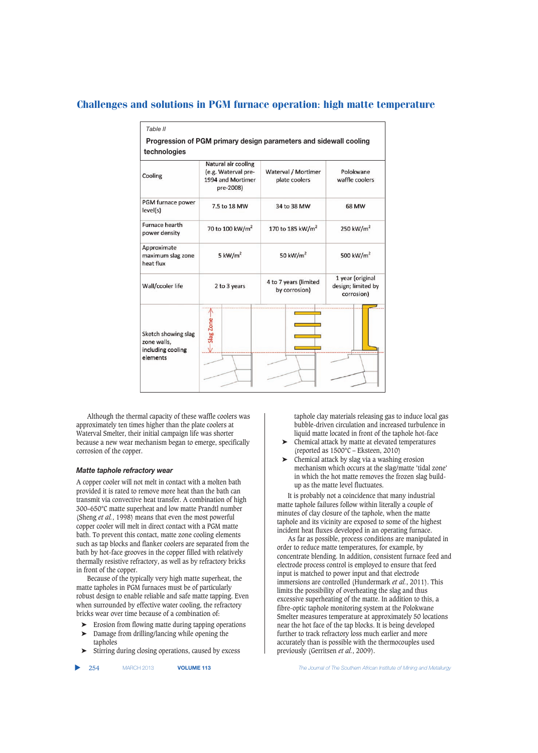Table II

**Progression of PGM primary design parameters and sidewall cooling technologies**

| Cooling | Natural air cooling (e.g. Waterval pre-1994 and Mortimer pre-2008) | Waterval / Mortimer plate coolers | Polokwane waffle coolers |
|---|---|---|---|
| PGM furnace power level(s) | 7.5 to 18 MW | 34 to 38 MW | 68 MW |
| Furnace hearth power density | 70 to 100 kW/m$^2$ | 170 to 185 kW/m$^2$ | 250 kW/m$^2$ |
| Approximate maximum slag zone heat flux | 5 kW/m$^2$ | 50 kW/m$^2$ | 500 kW/m$^2$ |
| Wall/cooler life | 2 to 3 years | 4 to 7 years (limited by corrosion) | 1 year (original design; limited by corrosion) |
| Sketch showing slag zone walls, including cooling elements | Slag Zone | | |

Although the thermal capacity of these waffle coolers was approximately ten times higher than the plate coolers at Waterval Smelter, their initial campaign life was shorter because a new wear mechanism began to emerge, specifically corrosion of the copper.

### *Matte taphole refractory wear*

A copper cooler will not melt in contact with a molten bath provided it is rated to remove more heat than the bath can transmit via convective heat transfer. A combination of high 300–650°C matte superheat and low matte Prandtl number (Sheng *et al.*, 1998) means that even the most powerful copper cooler will melt in direct contact with a PGM matte bath. To prevent this contact, matte zone cooling elements such as tap blocks and flanker coolers are separated from the bath by hot-face grooves in the copper filled with relatively thermally resistive refractory, as well as by refractory bricks in front of the copper.

Because of the typically very high matte superheat, the matte tapholes in PGM furnaces must be of particularly robust design to enable reliable and safe matte tapping. Even when surrounded by effective water cooling, the refractory bricks wear over time because of a combination of:

- Erosion from flowing matte during tapping operations
- Damage from drilling/lancing while opening the tapholes
- Stirring during closing operations, caused by excess taphole clay materials releasing gas to induce local gas bubble-driven circulation and increased turbulence in liquid matte located in front of the taphole hot-face
- Chemical attack by matte at elevated temperatures (reported as 1500°C – Eksteen, 2010)
- Chemical attack by slag via a washing erosion mechanism which occurs at the slag/matte 'tidal zone' in which the hot matte removes the frozen slag build-up as the matte level fluctuates.

It is probably not a coincidence that many industrial matte taphole failures follow within literally a couple of minutes of clay closure of the taphole, when the matte taphole and its vicinity are exposed to some of the highest incident heat fluxes developed in an operating furnace.

As far as possible, process conditions are manipulated in order to reduce matte temperatures, for example, by concentrate blending. In addition, consistent furnace feed and electrode process control is employed to ensure that feed input is matched to power input and that electrode immersions are controlled (Hundermark *et al.*, 2011). This limits the possibility of overheating the slag and thus excessive superheating of the matte. In addition to this, a fibre-optic taphole monitoring system at the Polokwane Smelter measures temperature at approximately 50 locations near the hot face of the tap blocks. It is being developed further to track refractory loss much earlier and more accurately than is possible with the thermocouples used previously (Gerritsen *et al.*, 2009).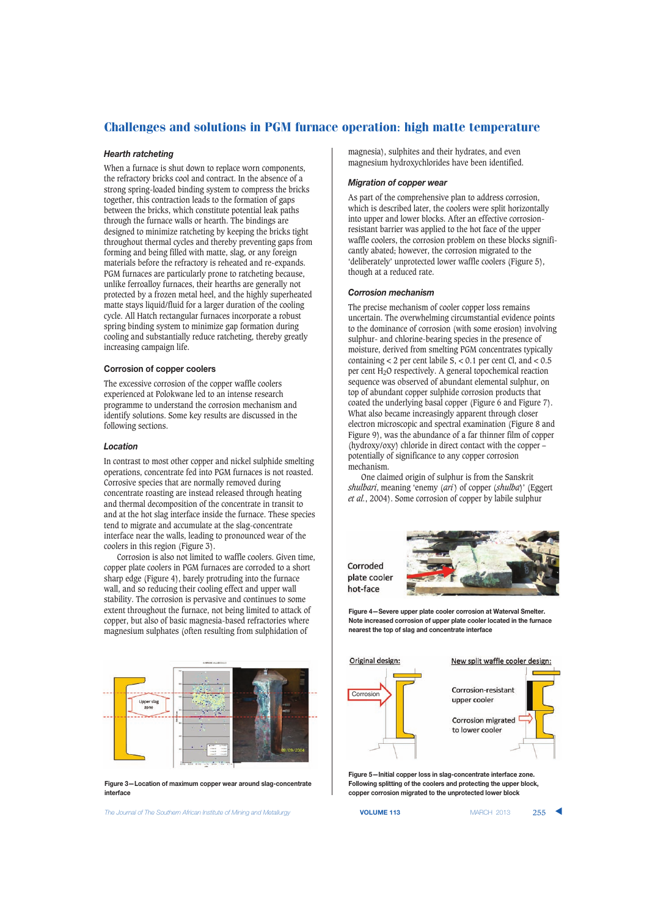# Challenges and solutions in PGM furnace operation: high matte temperature

### *Hearth ratcheting*

When a furnace is shut down to replace worn components, the refractory bricks cool and contract. In the absence of a strong spring-loaded binding system to compress the bricks together, this contraction leads to the formation of gaps between the bricks, which constitute potential leak paths through the furnace walls or hearth. The bindings are designed to minimize ratcheting by keeping the bricks tight throughout thermal cycles and thereby preventing gaps from forming and being filled with matte, slag, or any foreign materials before the refractory is reheated and re-expands. PGM furnaces are particularly prone to ratcheting because, unlike ferroalloy furnaces, their hearths are generally not protected by a frozen metal heel, and the highly superheated matte stays liquid/fluid for a larger duration of the cooling cycle. All Hatch rectangular furnaces incorporate a robust spring binding system to minimize gap formation during cooling and substantially reduce ratcheting, thereby greatly increasing campaign life.

### Corrosion of copper coolers

The excessive corrosion of the copper waffle coolers experienced at Polokwane led to an intense research programme to understand the corrosion mechanism and identify solutions. Some key results are discussed in the following sections.

### *Location*

In contrast to most other copper and nickel sulphide smelting operations, concentrate fed into PGM furnaces is not roasted. Corrosive species that are normally removed during concentrate roasting are instead released through heating and thermal decomposition of the concentrate in transit to and at the hot slag interface inside the furnace. These species tend to migrate and accumulate at the slag-concentrate interface near the walls, leading to pronounced wear of the coolers in this region (Figure 3).

Corrosion is also not limited to waffle coolers. Given time, copper plate coolers in PGM furnaces are corroded to a short sharp edge (Figure 4), barely protruding into the furnace wall, and so reducing their cooling effect and upper wall stability. The corrosion is pervasive and continues to some extent throughout the furnace, not being limited to attack of copper, but also of basic magnesia-based refractories where magnesium sulphates (often resulting from sulphidation of magnesia), sulphites and their hydrates, and even magnesium hydroxychlorides have been identified.

Figure 3—Location of maximum copper wear around slag-concentrate interface

### *Migration of copper wear*

As part of the comprehensive plan to address corrosion, which is described later, the coolers were split horizontally into upper and lower blocks. After an effective corrosion-resistant barrier was applied to the hot face of the upper waffle coolers, the corrosion problem on these blocks significantly abated; however, the corrosion migrated to the 'deliberately' unprotected lower waffle coolers (Figure 5), though at a reduced rate.

### *Corrosion mechanism*

The precise mechanism of cooler copper loss remains uncertain. The overwhelming circumstantial evidence points to the dominance of corrosion (with some erosion) involving sulphur- and chlorine-bearing species in the presence of moisture, derived from smelting PGM concentrates typically containing < 2 per cent labile S, < 0.1 per cent Cl, and < 0.5 per cent $H_2O$ respectively. A general topochemical reaction sequence was observed of abundant elemental sulphur, on top of abundant copper sulphide corrosion products that coated the underlying basal copper (Figure 6 and Figure 7). What also became increasingly apparent through closer electron microscopic and spectral examination (Figure 8 and Figure 9), was the abundance of a far thinner film of copper (hydroxy/oxy) chloride in direct contact with the copper – potentially of significance to any copper corrosion mechanism.

One claimed origin of sulphur is from the Sanskrit *shulbari*, meaning 'enemy (*ari*) of copper (*shulba*)' (Eggert *et al.*, 2004). Some corrosion of copper by labile sulphur

Figure 4—Severe upper plate cooler corrosion at Waterval Smelter. Note increased corrosion of upper plate cooler located in the furnace nearest the top of slag and concentrate interface

Figure 5—Initial copper loss in slag-concentrate interface zone. Following splitting of the coolers and protecting the upper block, copper corrosion migrated to the unprotected lower block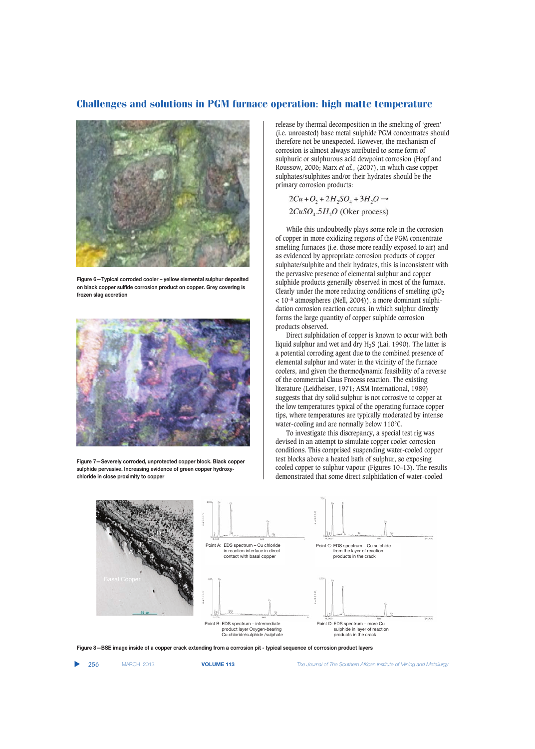Figure 6—Typical corroded cooler – yellow elemental sulphur deposited on black copper sulfide corrosion product on copper. Grey covering is frozen slag accretion

Figure 7—Severely corroded, unprotected copper block. Black copper sulphide pervasive. Increasing evidence of green copper hydroxy-chloride in close proximity to copper

release by thermal decomposition in the smelting of 'green' (i.e. unroasted) base metal sulphide PGM concentrates should therefore not be unexpected. However, the mechanism of corrosion is almost always attributed to some form of sulphuric or sulphurous acid dewpoint corrosion (Hopf and Roussow, 2006; Marx *et al.*, (2007), in which case copper sulphates/sulphites and/or their hydrates should be the primary corrosion products:

$$2Cu + O_2 + 2H_2SO_4 + 3H_2O \rightarrow 2CuSO_4.5H_2O \text{ (Oker process)}$$

While this undoubtedly plays some role in the corrosion of copper in more oxidizing regions of the PGM concentrate smelting furnaces (i.e. those more readily exposed to air) and as evidenced by appropriate corrosion products of copper sulphate/sulphite and their hydrates, this is inconsistent with the pervasive presence of elemental sulphur and copper sulphide products generally observed in most of the furnace. Clearly under the more reducing conditions of smelting ($pO_2$ < $10^{-8}$ atmospheres (Nell, 2004)), a more dominant sulphidation corrosion reaction occurs, in which sulphur directly forms the large quantity of copper sulphide corrosion products observed.

Direct sulphidation of copper is known to occur with both liquid sulphur and wet and dry $H_2S$ (Lai, 1990). The latter is a potential corroding agent due to the combined presence of elemental sulphur and water in the vicinity of the furnace coolers, and given the thermodynamic feasibility of a reverse of the commercial Claus Process reaction. The existing literature (Leidheiser, 1971; ASM International, 1989) suggests that dry solid sulphur is not corrosive to copper at the low temperatures typical of the operating furnace copper tips, where temperatures are typically moderated by intense water-cooling and are normally below 110°C.

To investigate this discrepancy, a special test rig was devised in an attempt to simulate copper cooler corrosion conditions. This comprised suspending water-cooled copper test blocks above a heated bath of sulphur, so exposing cooled copper to sulphur vapour (Figures 10–13). The results demonstrated that some direct sulphidation of water-cooled

Point A: EDS spectrum – Cu chloride in reaction interface in direct contact with basal copper

Point C: EDS spectrum – Cu sulphide from the layer of reaction products in the crack

Point B: EDS spectrum – intermediate product layer Oxygen-bearing Cu chloride/sulphide /sulphate

Point D: EDS spectrum – more Cu sulphide in layer of reaction products in the crack

Figure 8—BSE image inside of a copper crack extending from a corrosion pit - typical sequence of corrosion product layers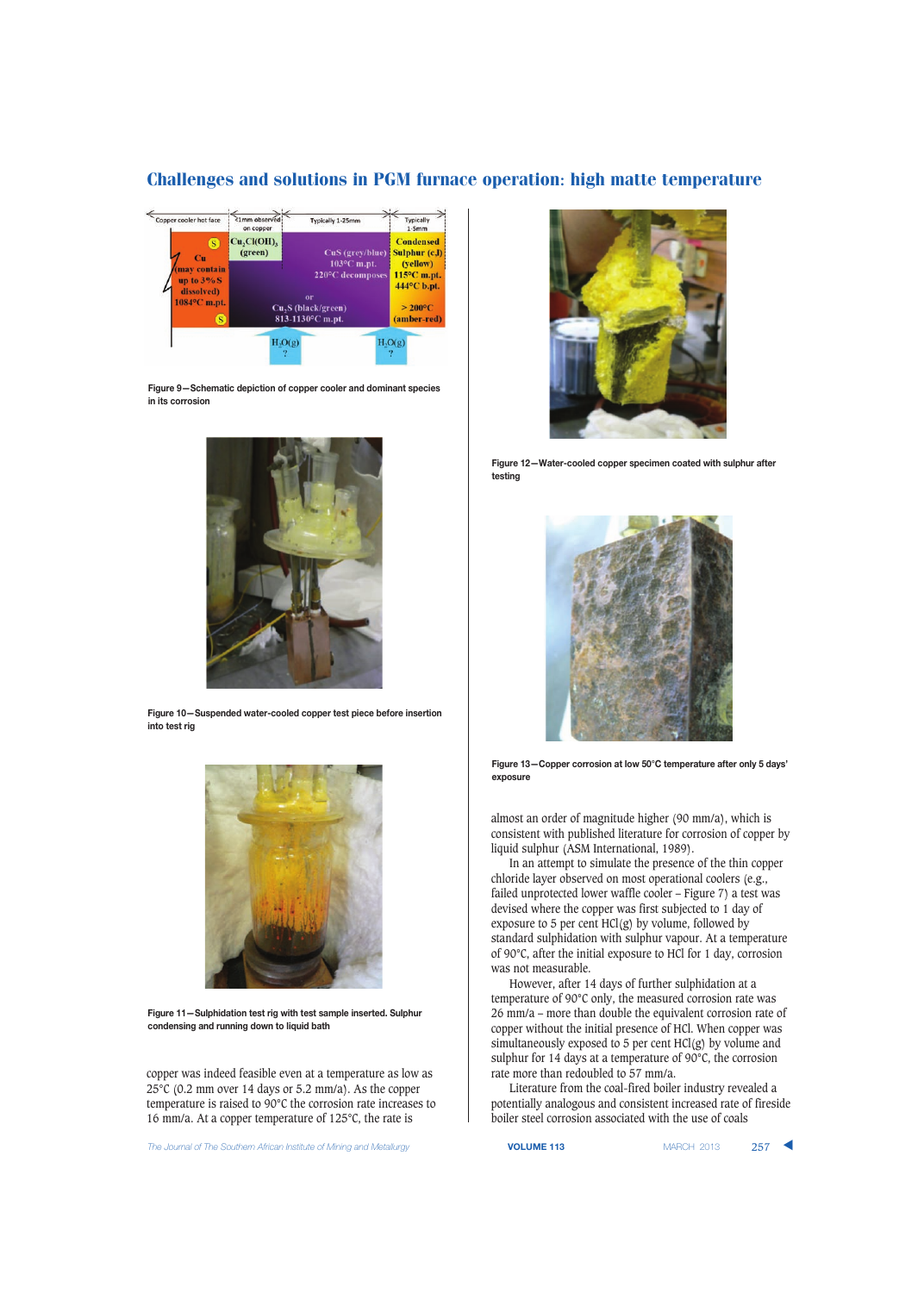Figure 9—Schematic depiction of copper cooler and dominant species in its corrosion

Figure 10—Suspended water-cooled copper test piece before insertion into test rig

Figure 11—Sulphidation test rig with test sample inserted. Sulphur condensing and running down to liquid bath

copper was indeed feasible even at a temperature as low as 25°C (0.2 mm over 14 days or 5.2 mm/a). As the copper temperature is raised to 90°C the corrosion rate increases to 16 mm/a. At a copper temperature of 125°C, the rate is

Figure 12—Water-cooled copper specimen coated with sulphur after testing

Figure 13—Copper corrosion at low 50°C temperature after only 5 days' exposure

almost an order of magnitude higher (90 mm/a), which is consistent with published literature for corrosion of copper by liquid sulphur (ASM International, 1989).

In an attempt to simulate the presence of the thin copper chloride layer observed on most operational coolers (e.g., failed unprotected lower waffle cooler – Figure 7) a test was devised where the copper was first subjected to 1 day of exposure to 5 per cent HCl(g) by volume, followed by standard sulphidation with sulphur vapour. At a temperature of 90°C, after the initial exposure to HCl for 1 day, corrosion was not measurable.

However, after 14 days of further sulphidation at a temperature of 90°C only, the measured corrosion rate was 26 mm/a – more than double the equivalent corrosion rate of copper without the initial presence of HCl. When copper was simultaneously exposed to 5 per cent HCl(g) by volume and sulphur for 14 days at a temperature of 90°C, the corrosion rate more than redoubled to 57 mm/a.

Literature from the coal-fired boiler industry revealed a potentially analogous and consistent increased rate of fireside boiler steel corrosion associated with the use of coals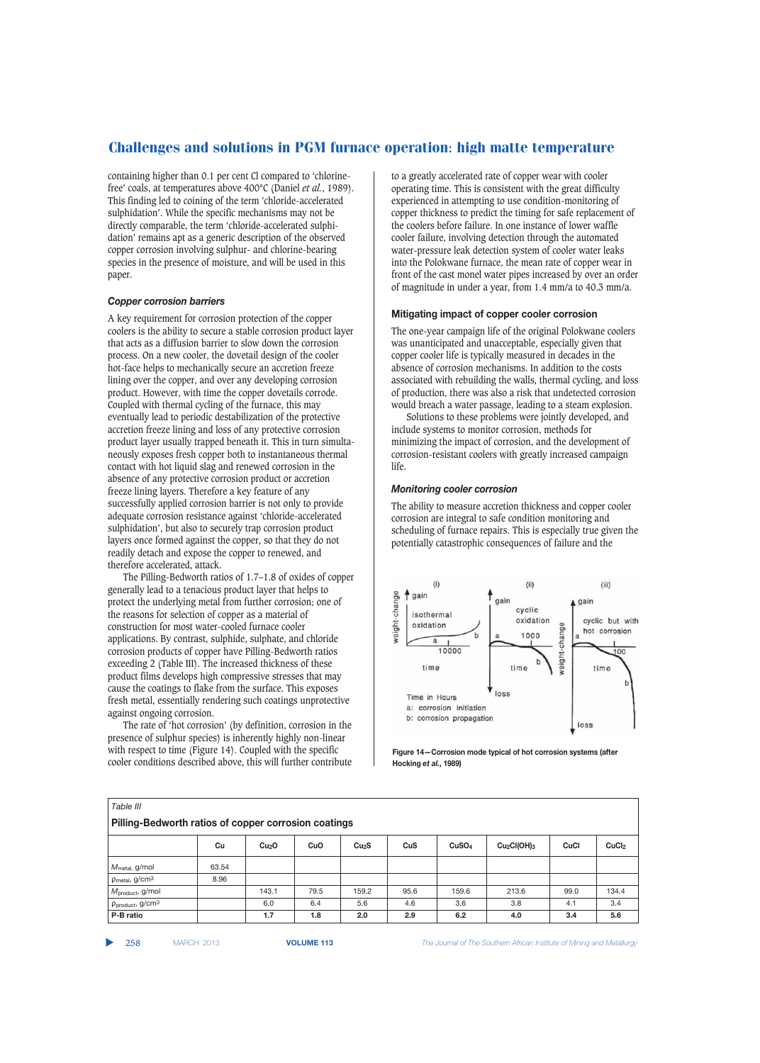containing higher than 0.1 per cent Cl compared to 'chlorine-free' coals, at temperatures above 400°C (Daniel *et al.*, 1989). This finding led to coining of the term 'chloride-accelerated sulphidation'. While the specific mechanisms may not be directly comparable, the term 'chloride-accelerated sulphidation' remains apt as a generic description of the observed copper corrosion involving sulphur- and chlorine-bearing species in the presence of moisture, and will be used in this paper.

### *Copper corrosion barriers*

A key requirement for corrosion protection of the copper coolers is the ability to secure a stable corrosion product layer that acts as a diffusion barrier to slow down the corrosion process. On a new cooler, the dovetail design of the cooler hot-face helps to mechanically secure an accretion freeze lining over the copper, and over any developing corrosion product. However, with time the copper dovetails corrode. Coupled with thermal cycling of the furnace, this may eventually lead to periodic destabilization of the protective accretion freeze lining and loss of any protective corrosion product layer usually trapped beneath it. This in turn simultaneously exposes fresh copper both to instantaneous thermal contact with hot liquid slag and renewed corrosion in the absence of any protective corrosion product or accretion freeze lining layers. Therefore a key feature of any successfully applied corrosion barrier is not only to provide adequate corrosion resistance against 'chloride-accelerated sulphidation', but also to securely trap corrosion product layers once formed against the copper, so that they do not readily detach and expose the copper to renewed, and therefore accelerated, attack.

The Pilling-Bedworth ratios of 1.7–1.8 of oxides of copper generally lead to a tenacious product layer that helps to protect the underlying metal from further corrosion; one of the reasons for selection of copper as a material of construction for most water-cooled furnace cooler applications. By contrast, sulphide, sulphate, and chloride corrosion products of copper have Pilling-Bedworth ratios exceeding 2 (Table III). The increased thickness of these product films develops high compressive stresses that may cause the coatings to flake from the surface. This exposes fresh metal, essentially rendering such coatings unprotective against ongoing corrosion.

The rate of 'hot corrosion' (by definition, corrosion in the presence of sulphur species) is inherently highly non-linear with respect to time (Figure 14). Coupled with the specific cooler conditions described above, this will further contribute to a greatly accelerated rate of copper wear with cooler operating time. This is consistent with the great difficulty experienced in attempting to use condition-monitoring of copper thickness to predict the timing for safe replacement of the coolers before failure. In one instance of lower waffle cooler failure, involving detection through the automated water-pressure leak detection system of cooler water leaks into the Polokwane furnace, the mean rate of copper wear in front of the cast monel water pipes increased by over an order of magnitude in under a year, from 1.4 mm/a to 40.3 mm/a.

### Mitigating impact of copper cooler corrosion

The one-year campaign life of the original Polokwane coolers was unanticipated and unacceptable, especially given that copper cooler life is typically measured in decades in the absence of corrosion mechanisms. In addition to the costs associated with rebuilding the walls, thermal cycling, and loss of production, there was also a risk that undetected corrosion would breach a water passage, leading to a steam explosion.

Solutions to these problems were jointly developed, and include systems to monitor corrosion, methods for minimizing the impact of corrosion, and the development of corrosion-resistant coolers with greatly increased campaign life.

### *Monitoring cooler corrosion*

The ability to measure accretion thickness and copper cooler corrosion are integral to safe condition monitoring and scheduling of furnace repairs. This is especially true given the potentially catastrophic consequences of failure and the

**Figure 14—Corrosion mode typical of hot corrosion systems (after Hocking *et al.*, 1989)**

*Table III*

**Pilling-Bedworth ratios of copper corrosion coatings**

| | Cu | $Cu_2O$ | CuO | $Cu_2S$ | CuS | $CuSO_4$ | $Cu_2Cl(OH)_3$ | CuCl | $CuCl_2$ |
|---|---|---|---|---|---|---|---|---|---|
| $M_{metal}$, g/mol | 63.54 | | | | | | | | |
| $\rho_{metal}$, g/cm³ | 8.96 | | | | | | | | |
| $M_{product}$, g/mol | | 143.1 | 79.5 | 159.2 | 95.6 | 159.6 | 213.6 | 99.0 | 134.4 |
| $\rho_{product}$, g/cm³ | | 6.0 | 6.4 | 5.6 | 4.6 | 3.6 | 3.8 | 4.1 | 3.4 |
| **P-B ratio** | | **1.7** | **1.8** | **2.0** | **2.9** | **6.2** | **4.0** | **3.4** | **5.6** |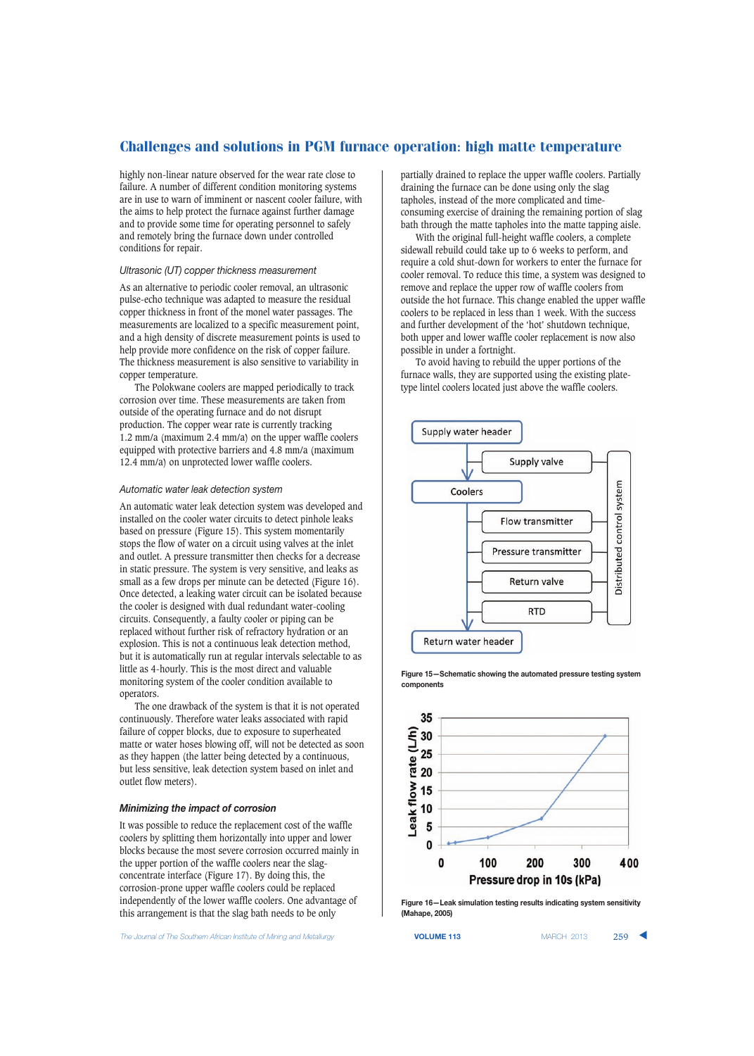highly non-linear nature observed for the wear rate close to failure. A number of different condition monitoring systems are in use to warn of imminent or nascent cooler failure, with the aims to help protect the furnace against further damage and to provide some time for operating personnel to safely and remotely bring the furnace down under controlled conditions for repair.

*Ultrasonic (UT) copper thickness measurement*

As an alternative to periodic cooler removal, an ultrasonic pulse-echo technique was adapted to measure the residual copper thickness in front of the monel water passages. The measurements are localized to a specific measurement point, and a high density of discrete measurement points is used to help provide more confidence on the risk of copper failure. The thickness measurement is also sensitive to variability in copper temperature.

The Polokwane coolers are mapped periodically to track corrosion over time. These measurements are taken from outside of the operating furnace and do not disrupt production. The copper wear rate is currently tracking 1.2 mm/a (maximum 2.4 mm/a) on the upper waffle coolers equipped with protective barriers and 4.8 mm/a (maximum 12.4 mm/a) on unprotected lower waffle coolers.

*Automatic water leak detection system*

An automatic water leak detection system was developed and installed on the cooler water circuits to detect pinhole leaks based on pressure (Figure 15). This system momentarily stops the flow of water on a circuit using valves at the inlet and outlet. A pressure transmitter then checks for a decrease in static pressure. The system is very sensitive, and leaks as small as a few drops per minute can be detected (Figure 16). Once detected, a leaking water circuit can be isolated because the cooler is designed with dual redundant water-cooling circuits. Consequently, a faulty cooler or piping can be replaced without further risk of refractory hydration or an explosion. This is not a continuous leak detection method, but it is automatically run at regular intervals selectable to as little as 4-hourly. This is the most direct and valuable monitoring system of the cooler condition available to operators.

The one drawback of the system is that it is not operated continuously. Therefore water leaks associated with rapid failure of copper blocks, due to exposure to superheated matte or water hoses blowing off, will not be detected as soon as they happen (the latter being detected by a continuous, but less sensitive, leak detection system based on inlet and outlet flow meters).

### Minimizing the impact of corrosion

It was possible to reduce the replacement cost of the waffle coolers by splitting them horizontally into upper and lower blocks because the most severe corrosion occurred mainly in the upper portion of the waffle coolers near the slag-concentrate interface (Figure 17). By doing this, the corrosion-prone upper waffle coolers could be replaced independently of the lower waffle coolers. One advantage of this arrangement is that the slag bath needs to be only partially drained to replace the upper waffle coolers. Partially draining the furnace can be done using only the slag tapholes, instead of the more complicated and time-consuming exercise of draining the remaining portion of slag bath through the matte tapholes into the matte tapping aisle.

With the original full-height waffle coolers, a complete sidewall rebuild could take up to 6 weeks to perform, and require a cold shut-down for workers to enter the furnace for cooler removal. To reduce this time, a system was designed to remove and replace the upper row of waffle coolers from outside the hot furnace. This change enabled the upper waffle coolers to be replaced in less than 1 week. With the success and further development of the 'hot' shutdown technique, both upper and lower waffle cooler replacement is now also possible in under a fortnight.

To avoid having to rebuild the upper portions of the furnace walls, they are supported using the existing plate-type lintel coolers located just above the waffle coolers.

Figure 15—Schematic showing the automated pressure testing system components

Figure 16—Leak simulation testing results indicating system sensitivity (Mahape, 2005)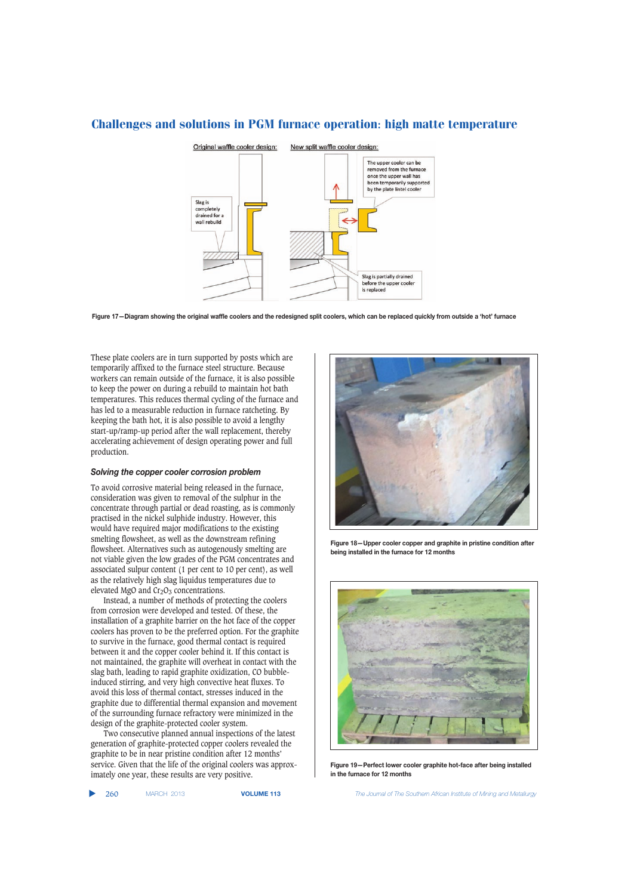Figure 17—Diagram showing the original waffle coolers and the redesigned split coolers, which can be replaced quickly from outside a 'hot' furnace

These plate coolers are in turn supported by posts which are temporarily affixed to the furnace steel structure. Because workers can remain outside of the furnace, it is also possible to keep the power on during a rebuild to maintain hot bath temperatures. This reduces thermal cycling of the furnace and has led to a measurable reduction in furnace ratcheting. By keeping the bath hot, it is also possible to avoid a lengthy start-up/ramp-up period after the wall replacement, thereby accelerating achievement of design operating power and full production.

### *Solving the copper cooler corrosion problem*

To avoid corrosive material being released in the furnace, consideration was given to removal of the sulphur in the concentrate through partial or dead roasting, as is commonly practised in the nickel sulphide industry. However, this would have required major modifications to the existing smelting flowsheet, as well as the downstream refining flowsheet. Alternatives such as autogenously smelting are not viable given the low grades of the PGM concentrates and associated sulpur content (1 per cent to 10 per cent), as well as the relatively high slag liquidus temperatures due to elevated MgO and $Cr_2O_3$ concentrations.

Instead, a number of methods of protecting the coolers from corrosion were developed and tested. Of these, the installation of a graphite barrier on the hot face of the copper coolers has proven to be the preferred option. For the graphite to survive in the furnace, good thermal contact is required between it and the copper cooler behind it. If this contact is not maintained, the graphite will overheat in contact with the slag bath, leading to rapid graphite oxidization, CO bubble-induced stirring, and very high convective heat fluxes. To avoid this loss of thermal contact, stresses induced in the graphite due to differential thermal expansion and movement of the surrounding furnace refractory were minimized in the design of the graphite-protected cooler system.

Two consecutive planned annual inspections of the latest generation of graphite-protected copper coolers revealed the graphite to be in near pristine condition after 12 months' service. Given that the life of the original coolers was approximately one year, these results are very positive.

Figure 18—Upper cooler copper and graphite in pristine condition after being installed in the furnace for 12 months

Figure 19—Perfect lower cooler graphite hot-face after being installed in the furnace for 12 months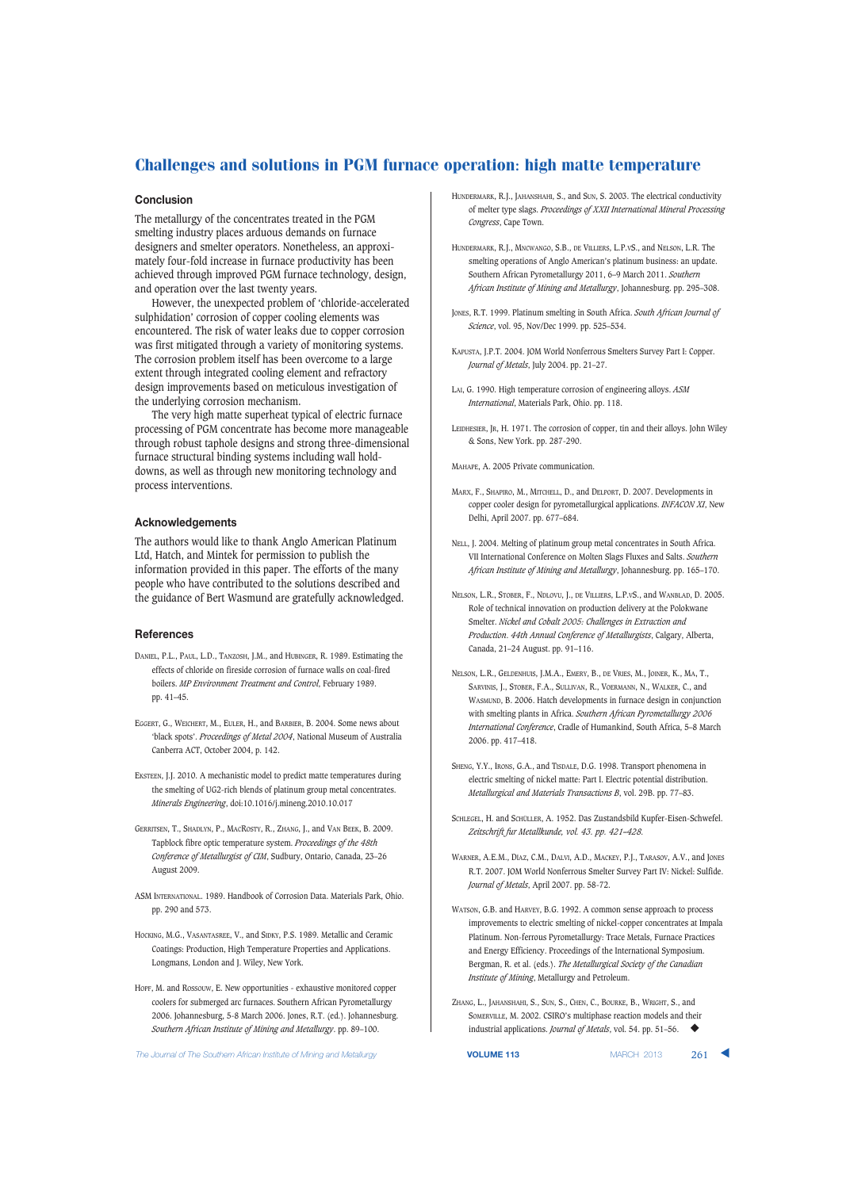## Conclusion

The metallurgy of the concentrates treated in the PGM smelting industry places arduous demands on furnace designers and smelter operators. Nonetheless, an approximately four-fold increase in furnace productivity has been achieved through improved PGM furnace technology, design, and operation over the last twenty years.

However, the unexpected problem of 'chloride-accelerated sulphidation' corrosion of copper cooling elements was encountered. The risk of water leaks due to copper corrosion was first mitigated through a variety of monitoring systems. The corrosion problem itself has been overcome to a large extent through integrated cooling element and refractory design improvements based on meticulous investigation of the underlying corrosion mechanism.

The very high matte superheat typical of electric furnace processing of PGM concentrate has become more manageable through robust taphole designs and strong three-dimensional furnace structural binding systems including wall hold-downs, as well as through new monitoring technology and process interventions.

## Acknowledgements

The authors would like to thank Anglo American Platinum Ltd, Hatch, and Mintek for permission to publish the information provided in this paper. The efforts of the many people who have contributed to the solutions described and the guidance of Bert Wasmund are gratefully acknowledged.

## References

Daniel, P.L., Paul, L.D., Tanzosh, J.M., and Hubinger, R. 1989. Estimating the effects of chloride on fireside corrosion of furnace walls on coal-fired boilers. *MP Environment Treatment and Control*, February 1989. pp. 41–45.

Eggert, G., Weichert, M., Euler, H., and Barbier, B. 2004. Some news about 'black spots'. *Proceedings of Metal 2004*, National Museum of Australia Canberra ACT, October 2004, p. 142.

Eksteen, J.J. 2010. A mechanistic model to predict matte temperatures during the smelting of UG2-rich blends of platinum group metal concentrates. *Minerals Engineering*, doi:10.1016/j.mineng.2010.10.017

Gerritsen, T., Shadlyn, P., MacRosty, R., Zhang, J., and Van Beek, B. 2009. Tapblock fibre optic temperature system. *Proceedings of the 48th Conference of Metallurgist of CIM*, Sudbury, Ontario, Canada, 23–26 August 2009.

ASM International. 1989. Handbook of Corrosion Data. Materials Park, Ohio. pp. 290 and 573.

Hocking, M.G., Vasantasree, V., and Sidky, P.S. 1989. Metallic and Ceramic Coatings: Production, High Temperature Properties and Applications. Longmans, London and J. Wiley, New York.

Hopf, M. and Rossouw, E. New opportunities - exhaustive monitored copper coolers for submerged arc furnaces. Southern African Pyrometallurgy 2006. Johannesburg, 5-8 March 2006. Jones, R.T. (ed.). Johannesburg. *Southern African Institute of Mining and Metallurgy*. pp. 89–100.

Hundermark, R.J., Jahanshahi, S., and Sun, S. 2003. The electrical conductivity of melter type slags. *Proceedings of XXII International Mineral Processing Congress*, Cape Town.

Hundermark, R.J., Mncwango, S.B., de Villiers, L.P.vS., and Nelson, L.R. The smelting operations of Anglo American's platinum business: an update. Southern African Pyrometallurgy 2011, 6–9 March 2011. *Southern African Institute of Mining and Metallurgy*, Johannesburg. pp. 295–308.

Jones, R.T. 1999. Platinum smelting in South Africa. *South African Journal of Science*, vol. 95, Nov/Dec 1999. pp. 525–534.

Kapusta, J.P.T. 2004. JOM World Nonferrous Smelters Survey Part I: Copper. *Journal of Metals*, July 2004. pp. 21–27.

Lai, G. 1990. High temperature corrosion of engineering alloys. *ASM International*, Materials Park, Ohio. pp. 118.

Leidhesier, Jr, H. 1971. The corrosion of copper, tin and their alloys. John Wiley & Sons, New York. pp. 287-290.

Mahape, A. 2005 Private communication.

Marx, F., Shapiro, M., Mitchell, D., and Delport, D. 2007. Developments in copper cooler design for pyrometallurgical applications. *INFACON XI*, New Delhi, April 2007. pp. 677–684.

Nell, J. 2004. Melting of platinum group metal concentrates in South Africa. VII International Conference on Molten Slags Fluxes and Salts. *Southern African Institute of Mining and Metallurgy*, Johannesburg. pp. 165–170.

Nelson, L.R., Stober, F., Ndlovu, J., de Villiers, L.P.vS., and Wanblad, D. 2005. Role of technical innovation on production delivery at the Polokwane Smelter. *Nickel and Cobalt 2005: Challenges in Extraction and Production. 44th Annual Conference of Metallurgists*, Calgary, Alberta, Canada, 21–24 August. pp. 91–116.

Nelson, L.R., Geldenhuis, J.M.A., Emery, B., de Vries, M., Joiner, K., Ma, T., Sarvinis, J., Stober, F.A., Sullivan, R., Voermann, N., Walker, C., and Wasmund, B. 2006. Hatch developments in furnace design in conjunction with smelting plants in Africa. *Southern African Pyrometallurgy 2006 International Conference*, Cradle of Humankind, South Africa, 5–8 March 2006. pp. 417–418.

Sheng, Y.Y., Irons, G.A., and Tisdale, D.G. 1998. Transport phenomena in electric smelting of nickel matte: Part I. Electric potential distribution. *Metallurgical and Materials Transactions B*, vol. 29B. pp. 77–83.

Schlegel, H. and Schüller, A. 1952. Das Zustandsbild Kupfer-Eisen-Schwefel. *Zeitschrift fur Metallkunde, vol. 43. pp. 421–428.*

Warner, A.E.M., Diaz, C.M., Dalvi, A.D., Mackey, P.J., Tarasov, A.V., and Jones R.T. 2007. JOM World Nonferrous Smelter Survey Part IV: Nickel: Sulfide. *Journal of Metals*, April 2007. pp. 58-72.

Watson, G.B. and Harvey, B.G. 1992. A common sense approach to process improvements to electric smelting of nickel-copper concentrates at Impala Platinum. Non-ferrous Pyrometallurgy: Trace Metals, Furnace Practices and Energy Efficiency. Proceedings of the International Symposium. Bergman, R. et al. (eds.). *The Metallurgical Society of the Canadian Institute of Mining*, Metallurgy and Petroleum.

Zhang, L., Jahanshahi, S., Sun, S., Chen, C., Bourke, B., Wright, S., and Somerville, M. 2002. CSIRO's multiphase reaction models and their industrial applications. *Journal of Metals*, vol. 54. pp. 51–56. ◆